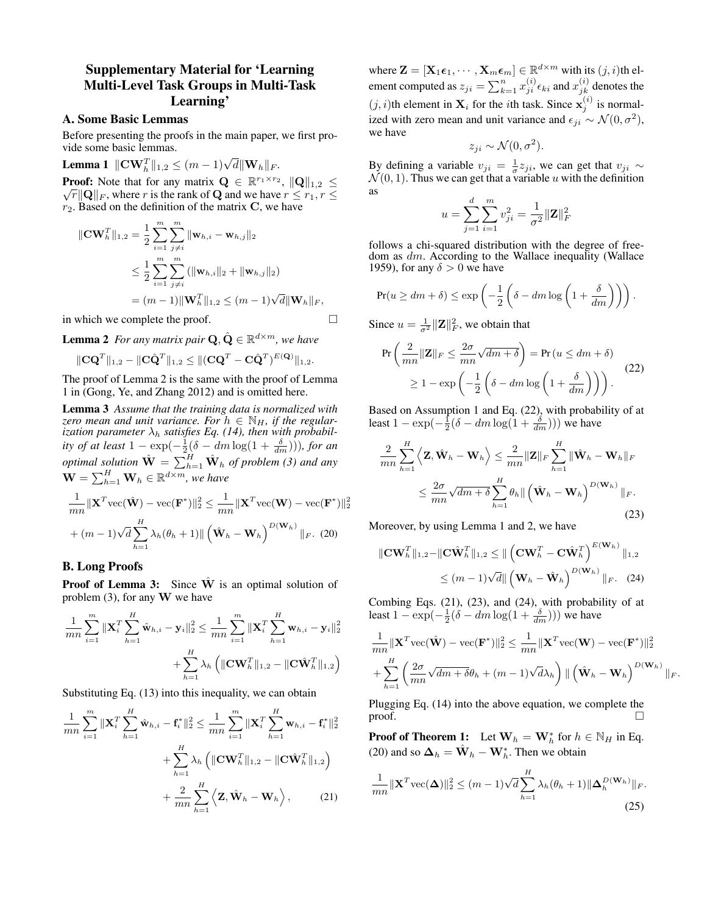# Supplementary Material for 'Learning Multi-Level Task Groups in Multi-Task Learning'

## A. Some Basic Lemmas

Before presenting the proofs in the main paper, we first provide some basic lemmas.

**Lemma 1** $\|\mathbf{C}\mathbf{W}_h^T\|_{1,2} \leq (m-1)\sqrt{d}\|\mathbf{W}_h\|_F$.

**Proof:** Note that for any matrix $\mathbf{Q} \in \mathbb{R}^{r_1 \times r_2}$, $\|\mathbf{Q}\|_{1,2} \leq \sqrt{r}\|\mathbf{Q}\|_F$, where $r$ is the rank of $\mathbf{Q}$ and we have $r \leq r_1, r \leq r_2$. Based on the definition of the matrix $\mathbf{C}$, we have

$$
\begin{aligned}
\|\mathbf{C}\mathbf{W}_h^T\|_{1,2} &= \frac{1}{2}\sum_{i=1}^{m}\sum_{j \neq i}^{m}\|\mathbf{w}_{h,i} - \mathbf{w}_{h,j}\|_2 \\
&\leq \frac{1}{2}\sum_{i=1}^{m}\sum_{j \neq i}^{m}(\|\mathbf{w}_{h,i}\|_2 + \|\mathbf{w}_{h,j}\|_2) \\
&= (m-1)\|\mathbf{W}_h^T\|_{1,2} \leq (m-1)\sqrt{d}\|\mathbf{W}_h\|_F,
\end{aligned}
$$

in which we complete the proof. $\square$

**Lemma 2** *For any matrix pair $\mathbf{Q}, \hat{\mathbf{Q}} \in \mathbb{R}^{d \times m}$, we have*

$$
\|\mathbf{C}\mathbf{Q}^T\|_{1,2} - \|\mathbf{C}\hat{\mathbf{Q}}^T\|_{1,2} \leq \|(\mathbf{C}\mathbf{Q}^T - \mathbf{C}\hat{\mathbf{Q}}^T)^{E(\mathbf{Q})}\|_{1,2}.
$$

The proof of Lemma 2 is the same with the proof of Lemma 1 in (Gong, Ye, and Zhang 2012) and is omitted here.

**Lemma 3** *Assume that the training data is normalized with zero mean and unit variance. For $h \in \mathbb{N}_H$, if the regularization parameter $\lambda_h$ satisfies Eq. (14), then with probability of at least $1 - \exp(-\frac{1}{2}(\delta - dm\log(1 + \frac{\delta}{dm})))$, for an optimal solution $\hat{\mathbf{W}} = \sum_{h=1}^{H}\hat{\mathbf{W}}_h$ of problem (3) and any $\mathbf{W} = \sum_{h=1}^{H}\mathbf{W}_h \in \mathbb{R}^{d \times m}$, we have*

$$
\begin{aligned}
\frac{1}{mn}\|\mathbf{X}^T\mathrm{vec}(\hat{\mathbf{W}}) - \mathrm{vec}(\mathbf{F}^*)\|_2^2 &\leq \frac{1}{mn}\|\mathbf{X}^T\mathrm{vec}(\mathbf{W}) - \mathrm{vec}(\mathbf{F}^*)\|_2^2 \\
&+ (m-1)\sqrt{d}\sum_{h=1}^{H}\lambda_h(\theta_h + 1)\|\left(\hat{\mathbf{W}}_h - \mathbf{W}_h\right)^{D(\mathbf{W}_h)}\|_F. \quad (20)
\end{aligned}
$$

## B. Long Proofs

**Proof of Lemma 3:** Since $\hat{\mathbf{W}}$ is an optimal solution of problem (3), for any $\mathbf{W}$ we have

$$
\begin{aligned}
\frac{1}{mn}\sum_{i=1}^{m}\|\mathbf{X}_i^T\sum_{h=1}^{H}\hat{\mathbf{w}}_{h,i} - \mathbf{y}_i\|_2^2 &\leq \frac{1}{mn}\sum_{i=1}^{m}\|\mathbf{X}_i^T\sum_{h=1}^{H}\mathbf{w}_{h,i} - \mathbf{y}_i\|_2^2 \\
&+ \sum_{h=1}^{H}\lambda_h\left(\|\mathbf{C}\mathbf{W}_h^T\|_{1,2} - \|\mathbf{C}\hat{\mathbf{W}}_h^T\|_{1,2}\right)
\end{aligned}
$$

Substituting Eq. (13) into this inequality, we can obtain

$$
\begin{aligned}
\frac{1}{mn}\sum_{i=1}^{m}\|\mathbf{X}_i^T\sum_{h=1}^{H}\hat{\mathbf{w}}_{h,i} - \mathbf{f}_i^*\|_2^2 &\leq \frac{1}{mn}\sum_{i=1}^{m}\|\mathbf{X}_i^T\sum_{h=1}^{H}\mathbf{w}_{h,i} - \mathbf{f}_i^*\|_2^2 \\
&+ \sum_{h=1}^{H}\lambda_h\left(\|\mathbf{C}\mathbf{W}_h^T\|_{1,2} - \|\mathbf{C}\hat{\mathbf{W}}_h^T\|_{1,2}\right) \\
&+ \frac{2}{mn}\sum_{h=1}^{H}\left\langle \mathbf{Z}, \hat{\mathbf{W}}_h - \mathbf{W}_h\right\rangle, \quad (21)
\end{aligned}
$$

where $\mathbf{Z} = [\mathbf{X}_1\boldsymbol{\epsilon}_1, \cdots, \mathbf{X}_m\boldsymbol{\epsilon}_m] \in \mathbb{R}^{d \times m}$ with its $(j,i)$th element computed as $z_{ji} = \sum_{k=1}^{n} x_{ji}^{(i)}\epsilon_{ki}$ and $x_{jk}^{(i)}$ denotes the $(j,i)$th element in $\mathbf{X}_i$ for the $i$th task. Since $\mathbf{x}_j^{(i)}$ is normalized with zero mean and unit variance and $\epsilon_{ji} \sim \mathcal{N}(0, \sigma^2)$, we have

$$
z_{ji} \sim \mathcal{N}(0, \sigma^2).
$$

By defining a variable $v_{ji} = \frac{1}{\sigma}z_{ji}$, we can get that $v_{ji} \sim \mathcal{N}(0,1)$. Thus we can get that a variable $u$ with the definition as

$$
u = \sum_{j=1}^{d}\sum_{i=1}^{m}v_{ji}^2 = \frac{1}{\sigma^2}\|\mathbf{Z}\|_F^2
$$

follows a chi-squared distribution with the degree of freedom as $dm$. According to the Wallace inequality (Wallace 1959), for any $\delta > 0$ we have

$$
\Pr(u \geq dm + \delta) \leq \exp\left(-\frac{1}{2}\left(\delta - dm\log\left(1 + \frac{\delta}{dm}\right)\right)\right).
$$

Since $u = \frac{1}{\sigma^2}\|\mathbf{Z}\|_F^2$, we obtain that

$$
\begin{aligned}
\Pr\left(\frac{2}{mn}\|\mathbf{Z}\|_F \leq \frac{2\sigma}{mn}\sqrt{dm+\delta}\right) &= \Pr\left(u \leq dm + \delta\right) \\
&\geq 1 - \exp\left(-\frac{1}{2}\left(\delta - dm\log\left(1 + \frac{\delta}{dm}\right)\right)\right).
\end{aligned} \quad (22)
$$

Based on Assumption 1 and Eq. (22), with probability of at least $1 - \exp(-\frac{1}{2}(\delta - dm\log(1 + \frac{\delta}{dm})))$ we have

$$
\begin{aligned}
\frac{2}{mn}\sum_{h=1}^{H}\left\langle \mathbf{Z}, \hat{\mathbf{W}}_h - \mathbf{W}_h\right\rangle &\leq \frac{2}{mn}\|\mathbf{Z}\|_F\sum_{h=1}^{H}\|\hat{\mathbf{W}}_h - \mathbf{W}_h\|_F \\
&\leq \frac{2\sigma}{mn}\sqrt{dm+\delta}\sum_{h=1}^{H}\theta_h\|\left(\hat{\mathbf{W}}_h - \mathbf{W}_h\right)^{D(\mathbf{W}_h)}\|_F.
\end{aligned} \quad (23)
$$

Moreover, by using Lemma 1 and 2, we have

$$
\begin{aligned}
\|\mathbf{C}\mathbf{W}_h^T\|_{1,2} - \|\mathbf{C}\hat{\mathbf{W}}_h^T\|_{1,2} &\leq \|\left(\mathbf{C}\mathbf{W}_h^T - \mathbf{C}\hat{\mathbf{W}}_h^T\right)^{E(\mathbf{W}_h)}\|_{1,2} \\
&\leq (m-1)\sqrt{d}\|\left(\mathbf{W}_h - \hat{\mathbf{W}}_h\right)^{D(\mathbf{W}_h)}\|_F. \quad (24)
\end{aligned}
$$

Combing Eqs. (21), (23), and (24), with probability of at least $1 - \exp(-\frac{1}{2}(\delta - dm\log(1 + \frac{\delta}{dm})))$ we have

$$
\begin{aligned}
&\frac{1}{mn}\|\mathbf{X}^T\mathrm{vec}(\hat{\mathbf{W}}) - \mathrm{vec}(\mathbf{F}^*)\|_2^2 \leq \frac{1}{mn}\|\mathbf{X}^T\mathrm{vec}(\mathbf{W}) - \mathrm{vec}(\mathbf{F}^*)\|_2^2 \\
&+ \sum_{h=1}^{H}\left(\frac{2\sigma}{mn}\sqrt{dm+\delta}\theta_h + (m-1)\sqrt{d}\lambda_h\right)\|\left(\hat{\mathbf{W}}_h - \mathbf{W}_h\right)^{D(\mathbf{W}_h)}\|_F.
\end{aligned}
$$

Plugging Eq. (14) into the above equation, we complete the proof. $\square$

**Proof of Theorem 1:** Let $\mathbf{W}_h = \mathbf{W}_h^*$ for $h \in \mathbb{N}_H$ in Eq. (20) and so $\boldsymbol{\Delta}_h = \hat{\mathbf{W}}_h - \mathbf{W}_h^*$. Then we obtain

$$
\frac{1}{mn}\|\mathbf{X}^T\mathrm{vec}(\boldsymbol{\Delta})\|_2^2 \leq (m-1)\sqrt{d}\sum_{h=1}^{H}\lambda_h(\theta_h + 1)\|\boldsymbol{\Delta}_h^{D(\mathbf{W}_h)}\|_F. \quad (25)
$$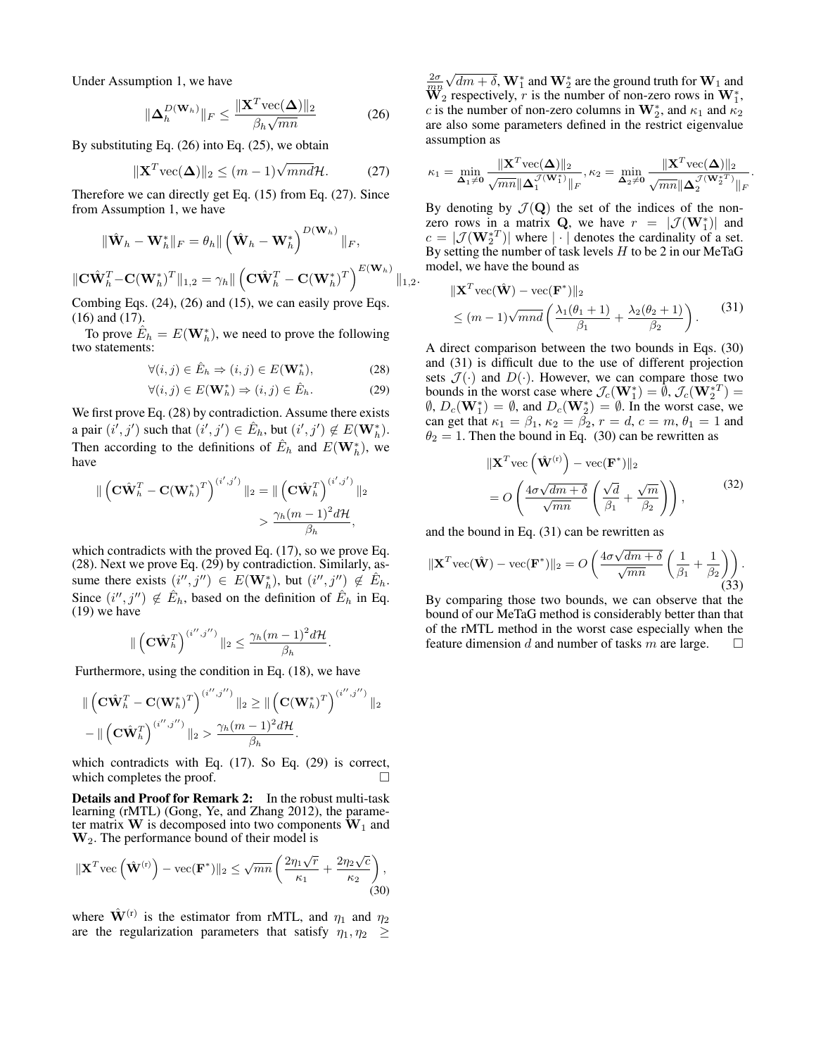Under Assumption 1, we have

$$\|\mathbf{\Delta}_h^{D(\mathbf{W}_h)}\|_F \leq \frac{\|\mathbf{X}^T\text{vec}(\mathbf{\Delta})\|_2}{\beta_h\sqrt{mn}} \tag{26}$$

By substituting Eq. (26) into Eq. (25), we obtain

$$\|\mathbf{X}^T\text{vec}(\mathbf{\Delta})\|_2 \leq (m-1)\sqrt{mnd}\mathcal{H}. \tag{27}$$

Therefore we can directly get Eq. (15) from Eq. (27). Since from Assumption 1, we have

$$\|\hat{\mathbf{W}}_h - \mathbf{W}_h^*\|_F = \theta_h\|\left(\hat{\mathbf{W}}_h - \mathbf{W}_h^*\right)^{D(\mathbf{W}_h)}\|_F,$$

$$\|\mathbf{C}\hat{\mathbf{W}}_h^T - \mathbf{C}(\mathbf{W}_h^*)^T\|_{1,2} = \gamma_h\|\left(\mathbf{C}\hat{\mathbf{W}}_h^T - \mathbf{C}(\mathbf{W}_h^*)^T\right)^{E(\mathbf{W}_h)}\|_{1,2}.$$

Combing Eqs. (24), (26) and (15), we can easily prove Eqs. (16) and (17).

To prove $\hat{E}_h = E(\mathbf{W}_h^*)$, we need to prove the following two statements:

$$\forall(i,j) \in \hat{E}_h \Rightarrow (i,j) \in E(\mathbf{W}_h^*), \tag{28}$$

$$\forall(i,j) \in E(\mathbf{W}_h^*) \Rightarrow (i,j) \in \hat{E}_h. \tag{29}$$

We first prove Eq. (28) by contradiction. Assume there exists a pair $(i',j')$ such that $(i',j') \in \hat{E}_h$, but $(i',j') \notin E(\mathbf{W}_h^*)$. Then according to the definitions of $\hat{E}_h$ and $E(\mathbf{W}_h^*)$, we have

$$\|\left(\mathbf{C}\hat{\mathbf{W}}_h^T - \mathbf{C}(\mathbf{W}_h^*)^T\right)^{(i',j')}\|_2 = \|\left(\mathbf{C}\hat{\mathbf{W}}_h^T\right)^{(i',j')}\|_2 > \frac{\gamma_h(m-1)^2 d\mathcal{H}}{\beta_h},$$

which contradicts with the proved Eq. (17), so we prove Eq. (28). Next we prove Eq. (29) by contradiction. Similarly, assume there exists $(i'',j'') \in E(\mathbf{W}_h^*)$, but $(i'',j'') \notin \hat{E}_h$. Since $(i'',j'') \notin \hat{E}_h$, based on the definition of $\hat{E}_h$ in Eq. (19) we have

$$\|\left(\mathbf{C}\hat{\mathbf{W}}_h^T\right)^{(i'',j'')}\|_2 \leq \frac{\gamma_h(m-1)^2 d\mathcal{H}}{\beta_h}.$$

Furthermore, using the condition in Eq. (18), we have

$$\|\left(\mathbf{C}\hat{\mathbf{W}}_h^T - \mathbf{C}(\mathbf{W}_h^*)^T\right)^{(i'',j'')}\|_2 \geq \|\left(\mathbf{C}(\mathbf{W}_h^*)^T\right)^{(i'',j'')}\|_2 - \|\left(\mathbf{C}\hat{\mathbf{W}}_h^T\right)^{(i'',j'')}\|_2 > \frac{\gamma_h(m-1)^2 d\mathcal{H}}{\beta_h}.$$

which contradicts with Eq. (17). So Eq. (29) is correct, which completes the proof. □

**Details and Proof for Remark 2:** In the robust multi-task learning (rMTL) (Gong, Ye, and Zhang 2012), the parameter matrix $\mathbf{W}$ is decomposed into two components $\mathbf{W}_1$ and $\mathbf{W}_2$. The performance bound of their model is

$$\|\mathbf{X}^T\text{vec}\left(\hat{\mathbf{W}}^{(\text{r})}\right) - \text{vec}(\mathbf{F}^*)\|_2 \leq \sqrt{mn}\left(\frac{2\eta_1\sqrt{r}}{\kappa_1} + \frac{2\eta_2\sqrt{c}}{\kappa_2}\right), \tag{30}$$

where $\hat{\mathbf{W}}^{(\text{r})}$ is the estimator from rMTL, and $\eta_1$ and $\eta_2$ are the regularization parameters that satisfy $\eta_1, \eta_2 \geq \frac{2\sigma}{mn}\sqrt{dm+\delta}$, $\mathbf{W}_1^*$ and $\mathbf{W}_2^*$ are the ground truth for $\mathbf{W}_1$ and $\mathbf{W}_2$ respectively, $r$ is the number of non-zero rows in $\mathbf{W}_1^*$, $c$ is the number of non-zero columns in $\mathbf{W}_2^*$, and $\kappa_1$ and $\kappa_2$ are also some parameters defined in the restrict eigenvalue assumption as

$$\kappa_1 = \min_{\mathbf{\Delta}_1 \neq \mathbf{0}} \frac{\|\mathbf{X}^T\text{vec}(\mathbf{\Delta})\|_2}{\sqrt{mn}\|\mathbf{\Delta}_1^{\mathcal{J}(\mathbf{W}_1^*)}\|_F}, \kappa_2 = \min_{\mathbf{\Delta}_2 \neq \mathbf{0}} \frac{\|\mathbf{X}^T\text{vec}(\mathbf{\Delta})\|_2}{\sqrt{mn}\|\mathbf{\Delta}_2^{\mathcal{J}(\mathbf{W}_2^{*T})}\|_F}.$$

By denoting by $\mathcal{J}(\mathbf{Q})$ the set of the indices of the non-zero rows in a matrix $\mathbf{Q}$, we have $r = |\mathcal{J}(\mathbf{W}_1^*)|$ and $c = |\mathcal{J}(\mathbf{W}_2^{*T})|$ where $|\cdot|$ denotes the cardinality of a set. By setting the number of task levels $H$ to be 2 in our MeTaG model, we have the bound as

$$\begin{aligned}&\|\mathbf{X}^T\text{vec}(\hat{\mathbf{W}}) - \text{vec}(\mathbf{F}^*)\|_2 \\ &\leq (m-1)\sqrt{mnd}\left(\frac{\lambda_1(\theta_1+1)}{\beta_1} + \frac{\lambda_2(\theta_2+1)}{\beta_2}\right).\end{aligned} \tag{31}$$

A direct comparison between the two bounds in Eqs. (30) and (31) is difficult due to the use of different projection sets $\mathcal{J}(\cdot)$ and $D(\cdot)$. However, we can compare those two bounds in the worst case where $\mathcal{J}_c(\mathbf{W}_1^*) = \emptyset$, $\mathcal{J}_c(\mathbf{W}_2^{*T}) = \emptyset$, $D_c(\mathbf{W}_1^*) = \emptyset$, and $D_c(\mathbf{W}_2^*) = \emptyset$. In the worst case, we can get that $\kappa_1 = \beta_1$, $\kappa_2 = \beta_2$, $r = d$, $c = m$, $\theta_1 = 1$ and $\theta_2 = 1$. Then the bound in Eq. (30) can be rewritten as

$$\begin{aligned}&\|\mathbf{X}^T\text{vec}\left(\hat{\mathbf{W}}^{(\text{r})}\right) - \text{vec}(\mathbf{F}^*)\|_2 \\ &= O\left(\frac{4\sigma\sqrt{dm+\delta}}{\sqrt{mn}}\left(\frac{\sqrt{d}}{\beta_1} + \frac{\sqrt{m}}{\beta_2}\right)\right),\end{aligned} \tag{32}$$

and the bound in Eq. (31) can be rewritten as

$$\|\mathbf{X}^T\text{vec}(\hat{\mathbf{W}}) - \text{vec}(\mathbf{F}^*)\|_2 = O\left(\frac{4\sigma\sqrt{dm+\delta}}{\sqrt{mn}}\left(\frac{1}{\beta_1} + \frac{1}{\beta_2}\right)\right). \tag{33}$$

By comparing those two bounds, we can observe that the bound of our MeTaG method is considerably better than that of the rMTL method in the worst case especially when the feature dimension $d$ and number of tasks $m$ are large. □